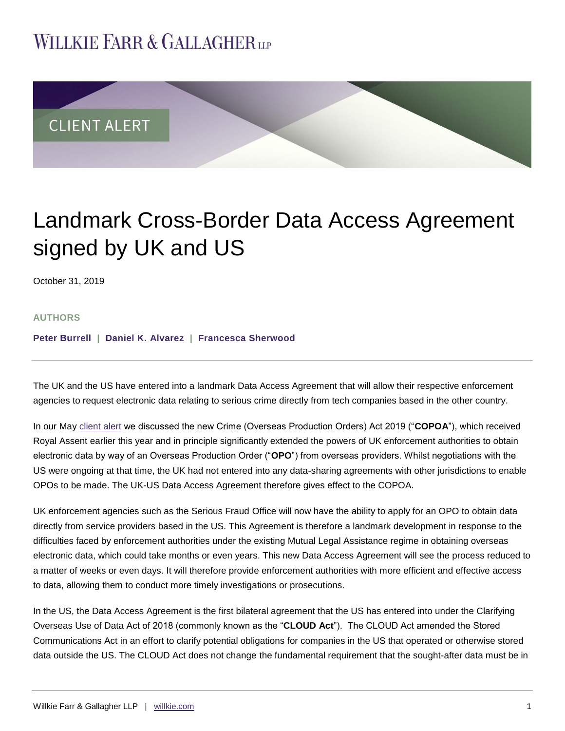WILLKIE FARR & GALLAGHER LLP

CLIENT ALERT

# Landmark Cross-Border Data Access Agreement signed by UK and US

October 31, 2019

**AUTHORS**

**Peter Burrell | Daniel K. Alvarez | Francesca Sherwood**

The UK and the US have entered into a landmark Data Access Agreement that will allow their respective enforcement agencies to request electronic data relating to serious crime directly from tech companies based in the other country.

In our May client alert we discussed the new Crime (Overseas Production Orders) Act 2019 ("**COPOA**"), which received Royal Assent earlier this year and in principle significantly extended the powers of UK enforcement authorities to obtain electronic data by way of an Overseas Production Order ("**OPO**") from overseas providers. Whilst negotiations with the US were ongoing at that time, the UK had not entered into any data-sharing agreements with other jurisdictions to enable OPOs to be made. The UK-US Data Access Agreement therefore gives effect to the COPOA.

UK enforcement agencies such as the Serious Fraud Office will now have the ability to apply for an OPO to obtain data directly from service providers based in the US. This Agreement is therefore a landmark development in response to the difficulties faced by enforcement authorities under the existing Mutual Legal Assistance regime in obtaining overseas electronic data, which could take months or even years. This new Data Access Agreement will see the process reduced to a matter of weeks or even days. It will therefore provide enforcement authorities with more efficient and effective access to data, allowing them to conduct more timely investigations or prosecutions.

In the US, the Data Access Agreement is the first bilateral agreement that the US has entered into under the Clarifying Overseas Use of Data Act of 2018 (commonly known as the "**CLOUD Act**"). The CLOUD Act amended the Stored Communications Act in an effort to clarify potential obligations for companies in the US that operated or otherwise stored data outside the US. The CLOUD Act does not change the fundamental requirement that the sought-after data must be in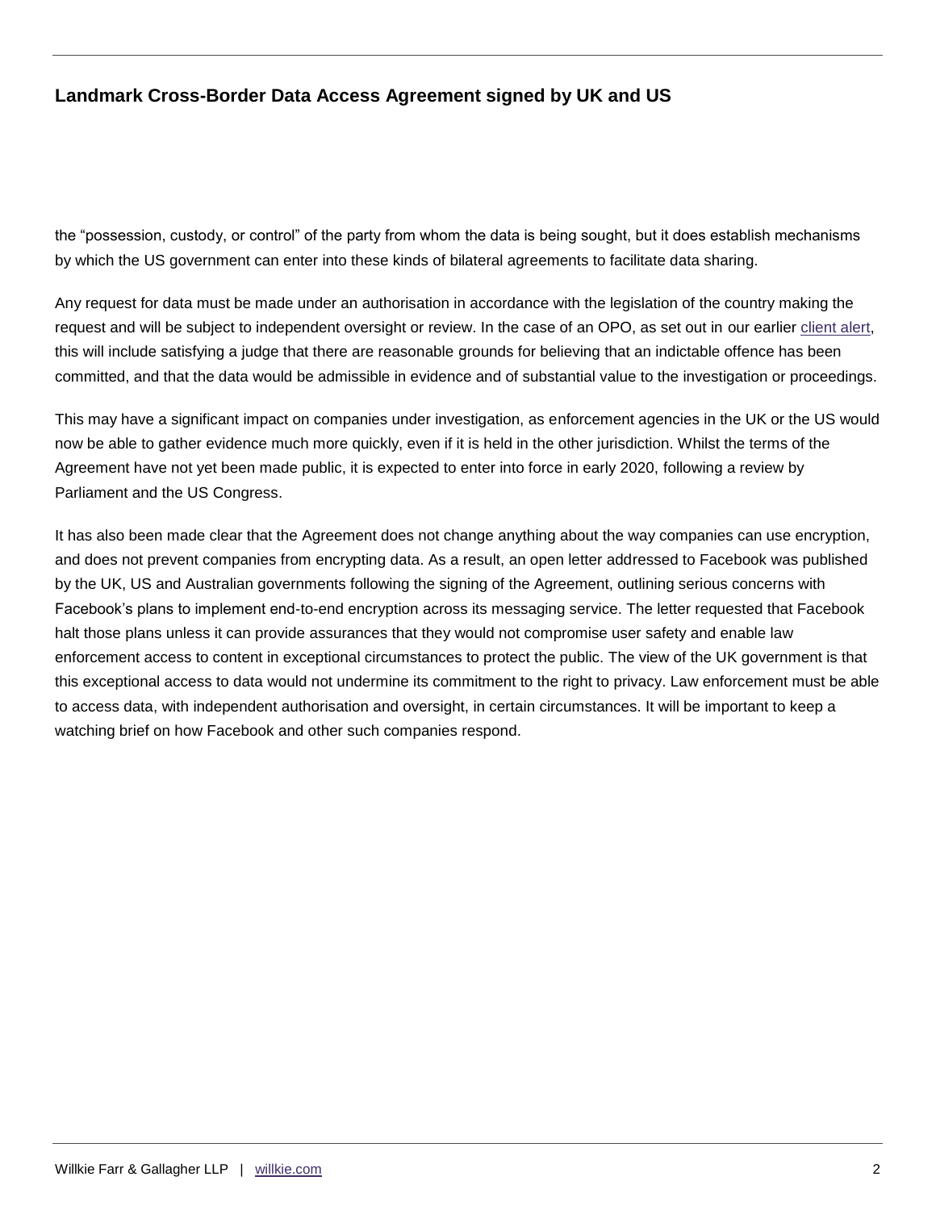the “possession, custody, or control” of the party from whom the data is being sought, but it does establish mechanisms by which the US government can enter into these kinds of bilateral agreements to facilitate data sharing.

Any request for data must be made under an authorisation in accordance with the legislation of the country making the request and will be subject to independent oversight or review. In the case of an OPO, as set out in our earlier client alert, this will include satisfying a judge that there are reasonable grounds for believing that an indictable offence has been committed, and that the data would be admissible in evidence and of substantial value to the investigation or proceedings.

This may have a significant impact on companies under investigation, as enforcement agencies in the UK or the US would now be able to gather evidence much more quickly, even if it is held in the other jurisdiction. Whilst the terms of the Agreement have not yet been made public, it is expected to enter into force in early 2020, following a review by Parliament and the US Congress.

It has also been made clear that the Agreement does not change anything about the way companies can use encryption, and does not prevent companies from encrypting data. As a result, an open letter addressed to Facebook was published by the UK, US and Australian governments following the signing of the Agreement, outlining serious concerns with Facebook’s plans to implement end-to-end encryption across its messaging service. The letter requested that Facebook halt those plans unless it can provide assurances that they would not compromise user safety and enable law enforcement access to content in exceptional circumstances to protect the public. The view of the UK government is that this exceptional access to data would not undermine its commitment to the right to privacy. Law enforcement must be able to access data, with independent authorisation and oversight, in certain circumstances. It will be important to keep a watching brief on how Facebook and other such companies respond.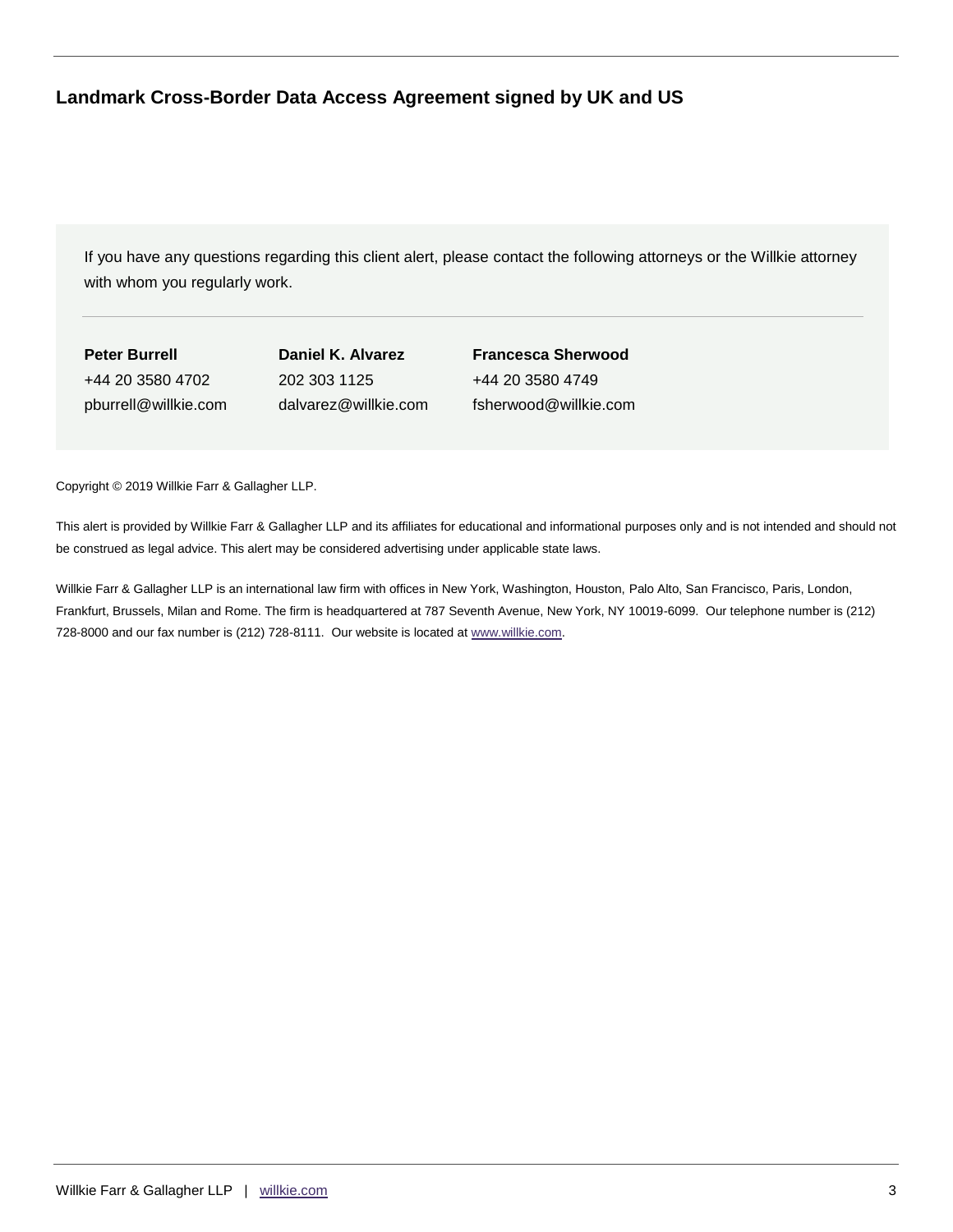If you have any questions regarding this client alert, please contact the following attorneys or the Willkie attorney with whom you regularly work.

| | | |
|---|---|---|
| **Peter Burrell** | **Daniel K. Alvarez** | **Francesca Sherwood** |
| +44 20 3580 4702 | 202 303 1125 | +44 20 3580 4749 |
| pburrell@willkie.com | dalvarez@willkie.com | fsherwood@willkie.com |

Copyright © 2019 Willkie Farr & Gallagher LLP.

This alert is provided by Willkie Farr & Gallagher LLP and its affiliates for educational and informational purposes only and is not intended and should not be construed as legal advice. This alert may be considered advertising under applicable state laws.

Willkie Farr & Gallagher LLP is an international law firm with offices in New York, Washington, Houston, Palo Alto, San Francisco, Paris, London, Frankfurt, Brussels, Milan and Rome. The firm is headquartered at 787 Seventh Avenue, New York, NY 10019-6099. Our telephone number is (212) 728-8000 and our fax number is (212) 728-8111. Our website is located at www.willkie.com.